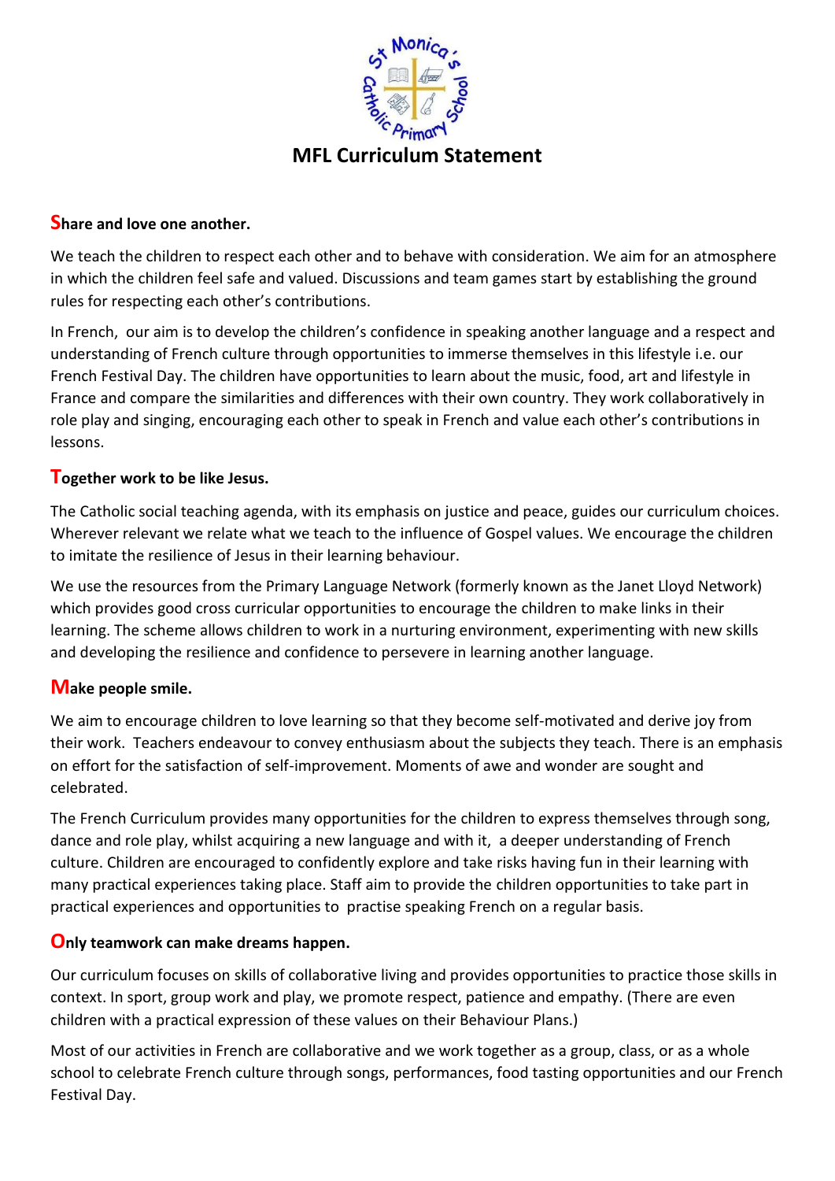# MFL Curriculum Statement

## Share and love one another.

We teach the children to respect each other and to behave with consideration. We aim for an atmosphere in which the children feel safe and valued. Discussions and team games start by establishing the ground rules for respecting each other's contributions.

In French, our aim is to develop the children's confidence in speaking another language and a respect and understanding of French culture through opportunities to immerse themselves in this lifestyle i.e. our French Festival Day. The children have opportunities to learn about the music, food, art and lifestyle in France and compare the similarities and differences with their own country. They work collaboratively in role play and singing, encouraging each other to speak in French and value each other's contributions in lessons.

## Together work to be like Jesus.

The Catholic social teaching agenda, with its emphasis on justice and peace, guides our curriculum choices. Wherever relevant we relate what we teach to the influence of Gospel values. We encourage the children to imitate the resilience of Jesus in their learning behaviour.

We use the resources from the Primary Language Network (formerly known as the Janet Lloyd Network) which provides good cross curricular opportunities to encourage the children to make links in their learning. The scheme allows children to work in a nurturing environment, experimenting with new skills and developing the resilience and confidence to persevere in learning another language.

## Make people smile.

We aim to encourage children to love learning so that they become self-motivated and derive joy from their work. Teachers endeavour to convey enthusiasm about the subjects they teach. There is an emphasis on effort for the satisfaction of self-improvement. Moments of awe and wonder are sought and celebrated.

The French Curriculum provides many opportunities for the children to express themselves through song, dance and role play, whilst acquiring a new language and with it, a deeper understanding of French culture. Children are encouraged to confidently explore and take risks having fun in their learning with many practical experiences taking place. Staff aim to provide the children opportunities to take part in practical experiences and opportunities to practise speaking French on a regular basis.

## Only teamwork can make dreams happen.

Our curriculum focuses on skills of collaborative living and provides opportunities to practice those skills in context. In sport, group work and play, we promote respect, patience and empathy. (There are even children with a practical expression of these values on their Behaviour Plans.)

Most of our activities in French are collaborative and we work together as a group, class, or as a whole school to celebrate French culture through songs, performances, food tasting opportunities and our French Festival Day.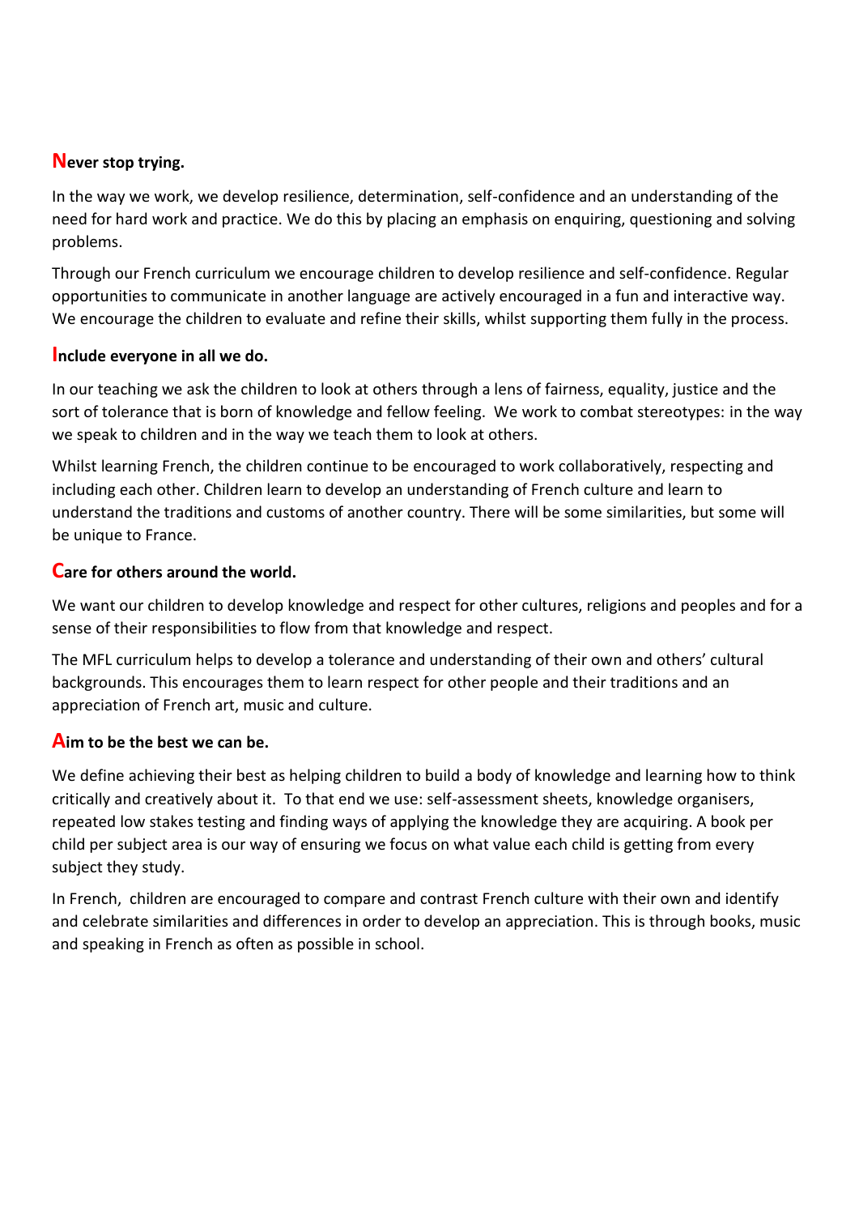### **N**ever stop trying.

In the way we work, we develop resilience, determination, self-confidence and an understanding of the need for hard work and practice. We do this by placing an emphasis on enquiring, questioning and solving problems.

Through our French curriculum we encourage children to develop resilience and self-confidence. Regular opportunities to communicate in another language are actively encouraged in a fun and interactive way. We encourage the children to evaluate and refine their skills, whilst supporting them fully in the process.

### **I**nclude everyone in all we do.

In our teaching we ask the children to look at others through a lens of fairness, equality, justice and the sort of tolerance that is born of knowledge and fellow feeling. We work to combat stereotypes: in the way we speak to children and in the way we teach them to look at others.

Whilst learning French, the children continue to be encouraged to work collaboratively, respecting and including each other. Children learn to develop an understanding of French culture and learn to understand the traditions and customs of another country. There will be some similarities, but some will be unique to France.

### **C**are for others around the world.

We want our children to develop knowledge and respect for other cultures, religions and peoples and for a sense of their responsibilities to flow from that knowledge and respect.

The MFL curriculum helps to develop a tolerance and understanding of their own and others' cultural backgrounds. This encourages them to learn respect for other people and their traditions and an appreciation of French art, music and culture.

### **A**im to be the best we can be.

We define achieving their best as helping children to build a body of knowledge and learning how to think critically and creatively about it. To that end we use: self-assessment sheets, knowledge organisers, repeated low stakes testing and finding ways of applying the knowledge they are acquiring. A book per child per subject area is our way of ensuring we focus on what value each child is getting from every subject they study.

In French, children are encouraged to compare and contrast French culture with their own and identify and celebrate similarities and differences in order to develop an appreciation. This is through books, music and speaking in French as often as possible in school.